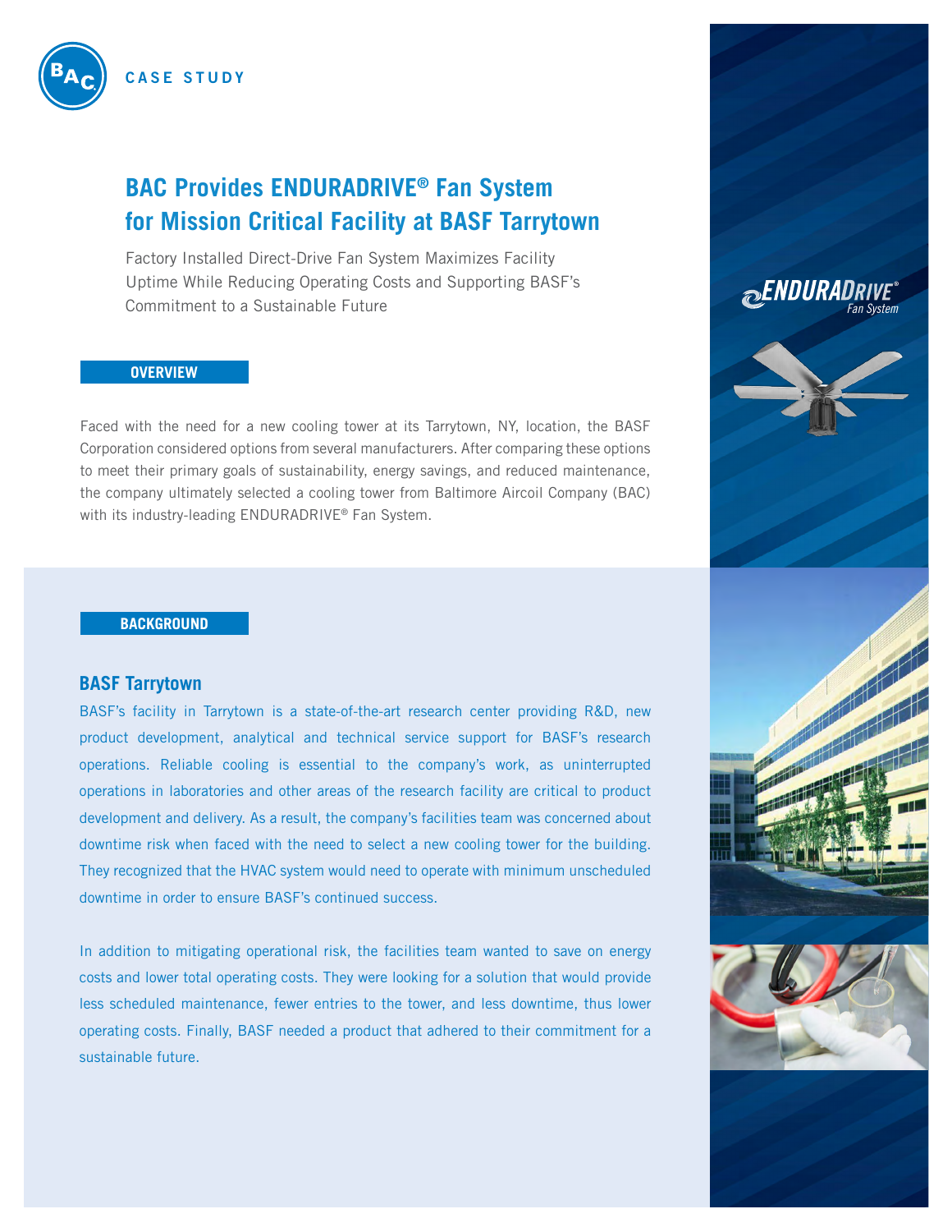CASE STUDY

# BAC Provides ENDURADRIVE® Fan System for Mission Critical Facility at BASF Tarrytown

Factory Installed Direct-Drive Fan System Maximizes Facility Uptime While Reducing Operating Costs and Supporting BASF's Commitment to a Sustainable Future

## OVERVIEW

Faced with the need for a new cooling tower at its Tarrytown, NY, location, the BASF Corporation considered options from several manufacturers. After comparing these options to meet their primary goals of sustainability, energy savings, and reduced maintenance, the company ultimately selected a cooling tower from Baltimore Aircoil Company (BAC) with its industry-leading ENDURADRIVE® Fan System.

## BACKGROUND

### BASF Tarrytown

BASF's facility in Tarrytown is a state-of-the-art research center providing R&D, new product development, analytical and technical service support for BASF's research operations. Reliable cooling is essential to the company's work, as uninterrupted operations in laboratories and other areas of the research facility are critical to product development and delivery. As a result, the company's facilities team was concerned about downtime risk when faced with the need to select a new cooling tower for the building. They recognized that the HVAC system would need to operate with minimum unscheduled downtime in order to ensure BASF's continued success.

In addition to mitigating operational risk, the facilities team wanted to save on energy costs and lower total operating costs. They were looking for a solution that would provide less scheduled maintenance, fewer entries to the tower, and less downtime, thus lower operating costs. Finally, BASF needed a product that adhered to their commitment for a sustainable future.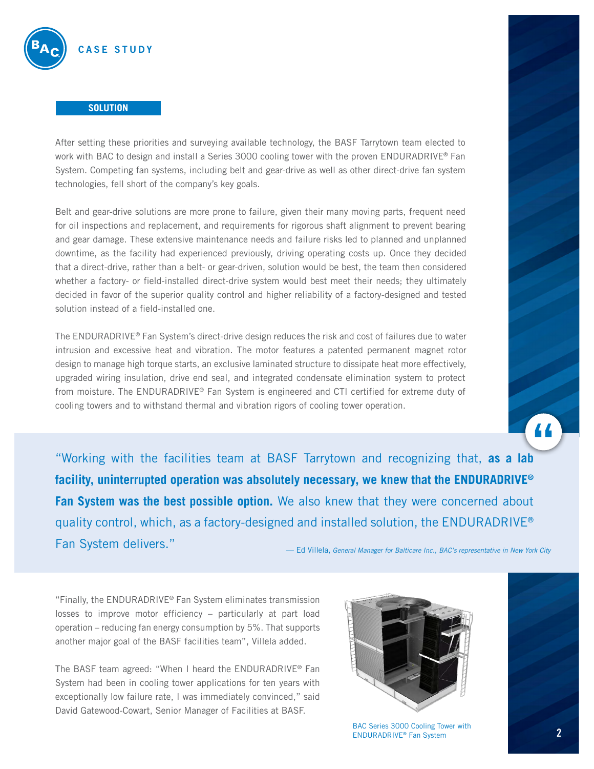## SOLUTION

After setting these priorities and surveying available technology, the BASF Tarrytown team elected to work with BAC to design and install a Series 3000 cooling tower with the proven ENDURADRIVE® Fan System. Competing fan systems, including belt and gear-drive as well as other direct-drive fan system technologies, fell short of the company's key goals.

Belt and gear-drive solutions are more prone to failure, given their many moving parts, frequent need for oil inspections and replacement, and requirements for rigorous shaft alignment to prevent bearing and gear damage. These extensive maintenance needs and failure risks led to planned and unplanned downtime, as the facility had experienced previously, driving operating costs up. Once they decided that a direct-drive, rather than a belt- or gear-driven, solution would be best, the team then considered whether a factory- or field-installed direct-drive system would best meet their needs; they ultimately decided in favor of the superior quality control and higher reliability of a factory-designed and tested solution instead of a field-installed one.

The ENDURADRIVE® Fan System's direct-drive design reduces the risk and cost of failures due to water intrusion and excessive heat and vibration. The motor features a patented permanent magnet rotor design to manage high torque starts, an exclusive laminated structure to dissipate heat more effectively, upgraded wiring insulation, drive end seal, and integrated condensate elimination system to protect from moisture. The ENDURADRIVE® Fan System is engineered and CTI certified for extreme duty of cooling towers and to withstand thermal and vibration rigors of cooling tower operation.

> "Working with the facilities team at BASF Tarrytown and recognizing that, **as a lab facility, uninterrupted operation was absolutely necessary, we knew that the ENDURADRIVE® Fan System was the best possible option.** We also knew that they were concerned about quality control, which, as a factory-designed and installed solution, the ENDURADRIVE® Fan System delivers."
>
> — Ed Villela, *General Manager for Balticare Inc., BAC's representative in New York City*

"Finally, the ENDURADRIVE® Fan System eliminates transmission losses to improve motor efficiency – particularly at part load operation – reducing fan energy consumption by 5%. That supports another major goal of the BASF facilities team", Villela added.

The BASF team agreed: "When I heard the ENDURADRIVE® Fan System had been in cooling tower applications for ten years with exceptionally low failure rate, I was immediately convinced," said David Gatewood-Cowart, Senior Manager of Facilities at BASF.

BAC Series 3000 Cooling Tower with ENDURADRIVE® Fan System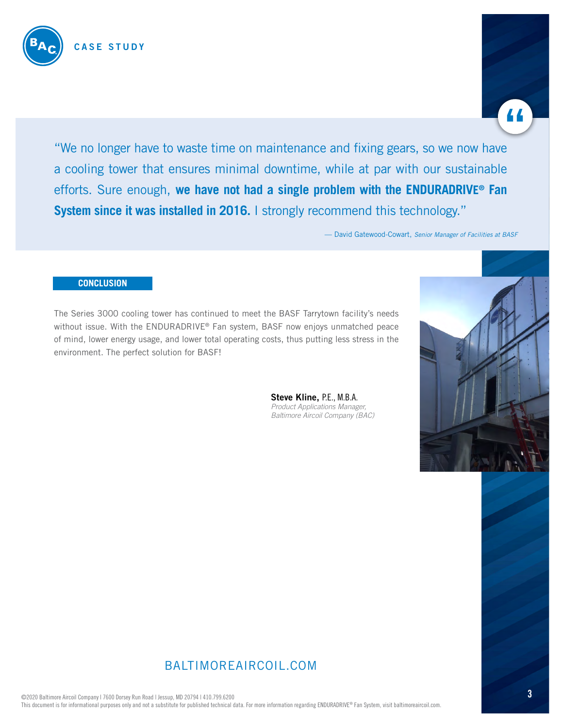“We no longer have to waste time on maintenance and fixing gears, so we now have a cooling tower that ensures minimal downtime, while at par with our sustainable efforts. Sure enough, **we have not had a single problem with the ENDURADRIVE® Fan System since it was installed in 2016.** I strongly recommend this technology.”

— David Gatewood-Cowart, *Senior Manager of Facilities at BASF*

## CONCLUSION

The Series 3000 cooling tower has continued to meet the BASF Tarrytown facility's needs without issue. With the ENDURADRIVE® Fan system, BASF now enjoys unmatched peace of mind, lower energy usage, and lower total operating costs, thus putting less stress in the environment. The perfect solution for BASF!

**Steve Kline,** P.E., M.B.A.
*Product Applications Manager,*
*Baltimore Aircoil Company (BAC)*

BALTIMOREAIRCOIL.COM

©2020 Baltimore Aircoil Company | 7600 Dorsey Run Road | Jessup, MD 20794 | 410.799.6200
This document is for informational purposes only and not a substitute for published technical data. For more information regarding ENDURADRIVE® Fan System, visit baltimoreaircoil.com.